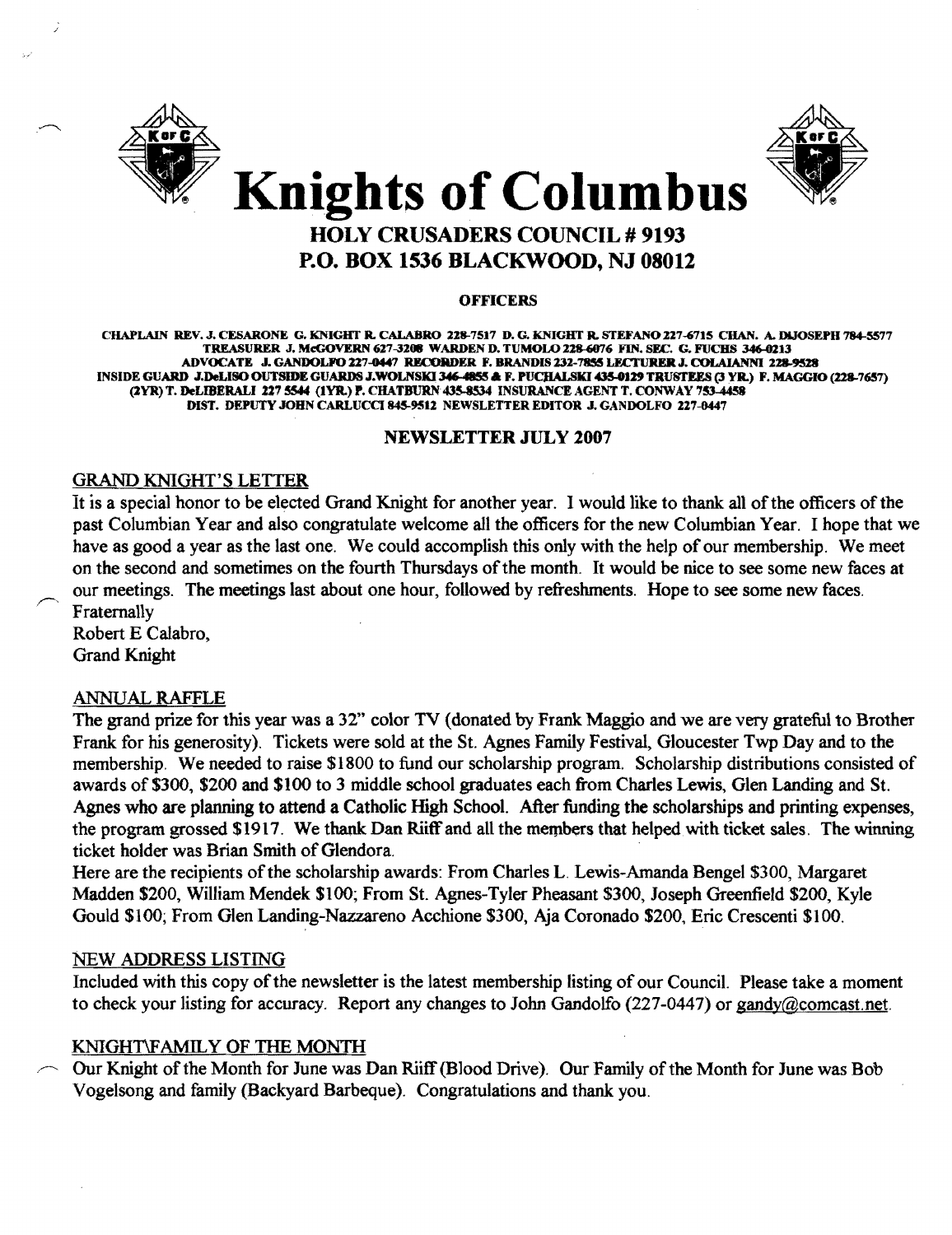# Knights of Columbus

## HOLY CRUSADERS COUNCIL # 9193
## P.O. BOX 1536 BLACKWOOD, NJ 08012

**OFFICERS**

**CHAPLAIN REV. J. CESARONE G. KNIGHT R. CALABRO 228-7517 D. G. KNIGHT R. STEFANO 227-6715 CHAN. A. DIJOSEPH 784-5577 TREASURER J. McGOVERN 627-3208 WARDEN D. TUMOLO 228-6076 FIN. SEC. G. FUCHS 346-0213 ADVOCATE J. GANDOLFO 227-0447 RECORDER F. BRANDIS 232-7855 LECTURER J. COLAIANNI 228-9528 INSIDE GUARD J.DeLISO OUTSIDE GUARDS J.WOLNSKI 346-4855 & F. PUCHALSKI 435-0129 TRUSTEES (3 YR.) F. MAGGIO (228-7657) (2YR) T. DeLIBERALI 227 5544 (1YR.) F. CHATBURN 435-8534 INSURANCE AGENT T. CONWAY 753-4458 DIST. DEPUTY JOHN CARLUCCI 845-9512 NEWSLETTER EDITOR J. GANDOLFO 227-0447**

**NEWSLETTER JULY 2007**

### GRAND KNIGHT'S LETTER

It is a special honor to be elected Grand Knight for another year. I would like to thank all of the officers of the past Columbian Year and also congratulate welcome all the officers for the new Columbian Year. I hope that we have as good a year as the last one. We could accomplish this only with the help of our membership. We meet on the second and sometimes on the fourth Thursdays of the month. It would be nice to see some new faces at our meetings. The meetings last about one hour, followed by refreshments. Hope to see some new faces.

Fraternally
Robert E Calabro,
Grand Knight

### ANNUAL RAFFLE

The grand prize for this year was a 32" color TV (donated by Frank Maggio and we are very grateful to Brother Frank for his generosity). Tickets were sold at the St. Agnes Family Festival, Gloucester Twp Day and to the membership. We needed to raise $1800 to fund our scholarship program. Scholarship distributions consisted of awards of $300, $200 and $100 to 3 middle school graduates each from Charles Lewis, Glen Landing and St. Agnes who are planning to attend a Catholic High School. After funding the scholarships and printing expenses, the program grossed $1917. We thank Dan Riiff and all the members that helped with ticket sales. The winning ticket holder was Brian Smith of Glendora.

Here are the recipients of the scholarship awards: From Charles L. Lewis-Amanda Bengel $300, Margaret Madden $200, William Mendek $100; From St. Agnes-Tyler Pheasant $300, Joseph Greenfield $200, Kyle Gould $100; From Glen Landing-Nazzareno Acchione $300, Aja Coronado $200, Eric Crescenti $100.

### NEW ADDRESS LISTING

Included with this copy of the newsletter is the latest membership listing of our Council. Please take a moment to check your listing for accuracy. Report any changes to John Gandolfo (227-0447) or gandy@comcast.net.

### KNIGHT\FAMILY OF THE MONTH

Our Knight of the Month for June was Dan Riiff (Blood Drive). Our Family of the Month for June was Bob Vogelsong and family (Backyard Barbeque). Congratulations and thank you.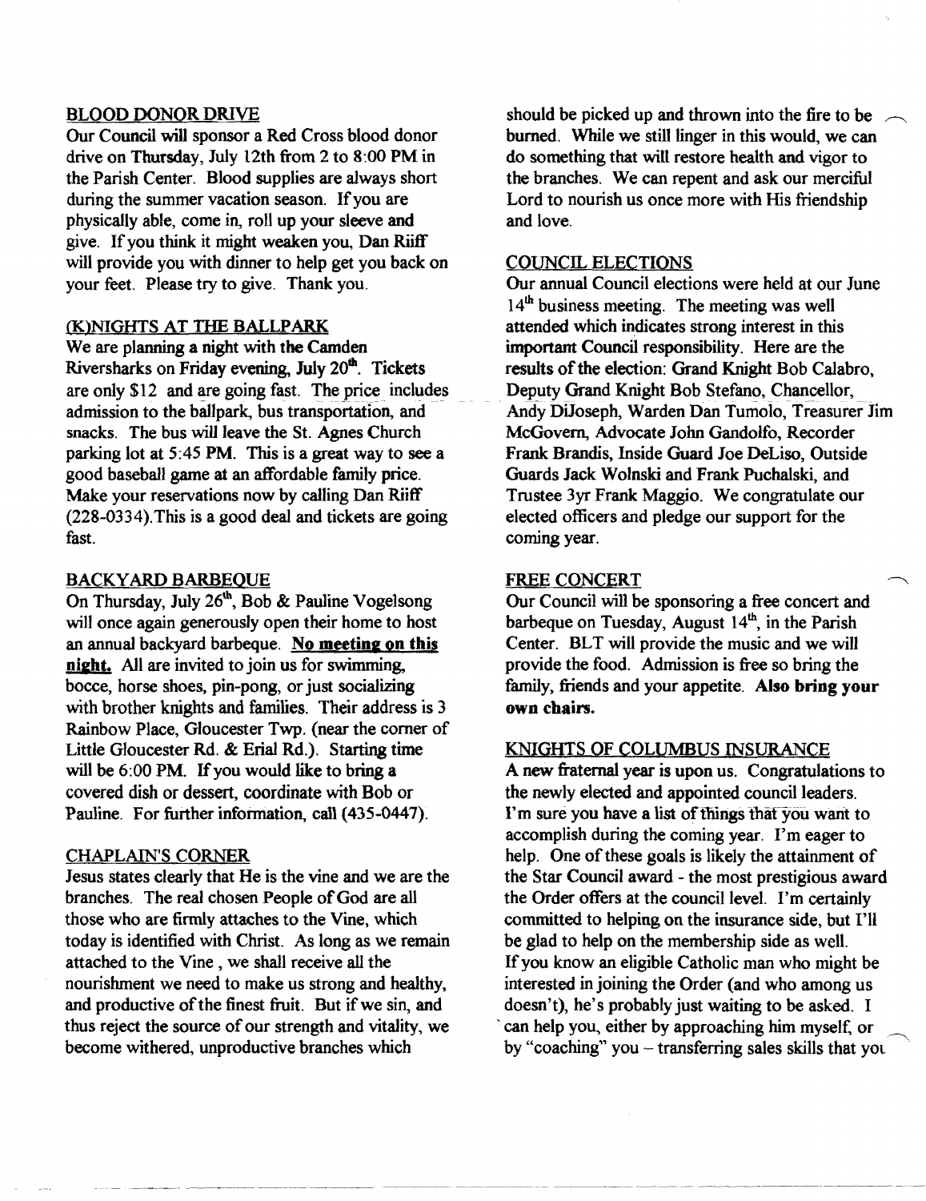## BLOOD DONOR DRIVE

Our Council will sponsor a Red Cross blood donor drive on Thursday, July 12th from 2 to 8:00 PM in the Parish Center. Blood supplies are always short during the summer vacation season. If you are physically able, come in, roll up your sleeve and give. If you think it might weaken you, Dan Riiff will provide you with dinner to help get you back on your feet. Please try to give. Thank you.

## (K)NIGHTS AT THE BALLPARK

We are planning a night with the Camden Riversharks on Friday evening, July 20th. Tickets are only $12 and are going fast. The price includes admission to the ballpark, bus transportation, and snacks. The bus will leave the St. Agnes Church parking lot at 5:45 PM. This is a great way to see a good baseball game at an affordable family price. Make your reservations now by calling Dan Riiff (228-0334).This is a good deal and tickets are going fast.

## BACKYARD BARBEQUE

On Thursday, July 26th, Bob & Pauline Vogelsong will once again generously open their home to host an annual backyard barbeque. **No meeting on this night.** All are invited to join us for swimming, bocce, horse shoes, pin-pong, or just socializing with brother knights and families. Their address is 3 Rainbow Place, Gloucester Twp. (near the corner of Little Gloucester Rd. & Erial Rd.). Starting time will be 6:00 PM. If you would like to bring a covered dish or dessert, coordinate with Bob or Pauline. For further information, call (435-0447).

## CHAPLAIN'S CORNER

Jesus states clearly that He is the vine and we are the branches. The real chosen People of God are all those who are firmly attaches to the Vine, which today is identified with Christ. As long as we remain attached to the Vine , we shall receive all the nourishment we need to make us strong and healthy, and productive of the finest fruit. But if we sin, and thus reject the source of our strength and vitality, we become withered, unproductive branches which should be picked up and thrown into the fire to be burned. While we still linger in this would, we can do something that will restore health and vigor to the branches. We can repent and ask our merciful Lord to nourish us once more with His friendship and love.

## COUNCIL ELECTIONS

Our annual Council elections were held at our June 14th business meeting. The meeting was well attended which indicates strong interest in this important Council responsibility. Here are the results of the election: Grand Knight Bob Calabro, Deputy Grand Knight Bob Stefano, Chancellor, Andy DiJoseph, Warden Dan Tumolo, Treasurer Jim McGovern, Advocate John Gandolfo, Recorder Frank Brandis, Inside Guard Joe DeLiso, Outside Guards Jack Wolnski and Frank Puchalski, and Trustee 3yr Frank Maggio. We congratulate our elected officers and pledge our support for the coming year.

## FREE CONCERT

Our Council will be sponsoring a free concert and barbeque on Tuesday, August 14th, in the Parish Center. BLT will provide the music and we will provide the food. Admission is free so bring the family, friends and your appetite. **Also bring your own chairs.**

## KNIGHTS OF COLUMBUS INSURANCE

A new fraternal year is upon us. Congratulations to the newly elected and appointed council leaders. I'm sure you have a list of things that you want to accomplish during the coming year. I'm eager to help. One of these goals is likely the attainment of the Star Council award - the most prestigious award the Order offers at the council level. I'm certainly committed to helping on the insurance side, but I'll be glad to help on the membership side as well. If you know an eligible Catholic man who might be interested in joining the Order (and who among us doesn't), he's probably just waiting to be asked. I can help you, either by approaching him myself, or by "coaching" you – transferring sales skills that you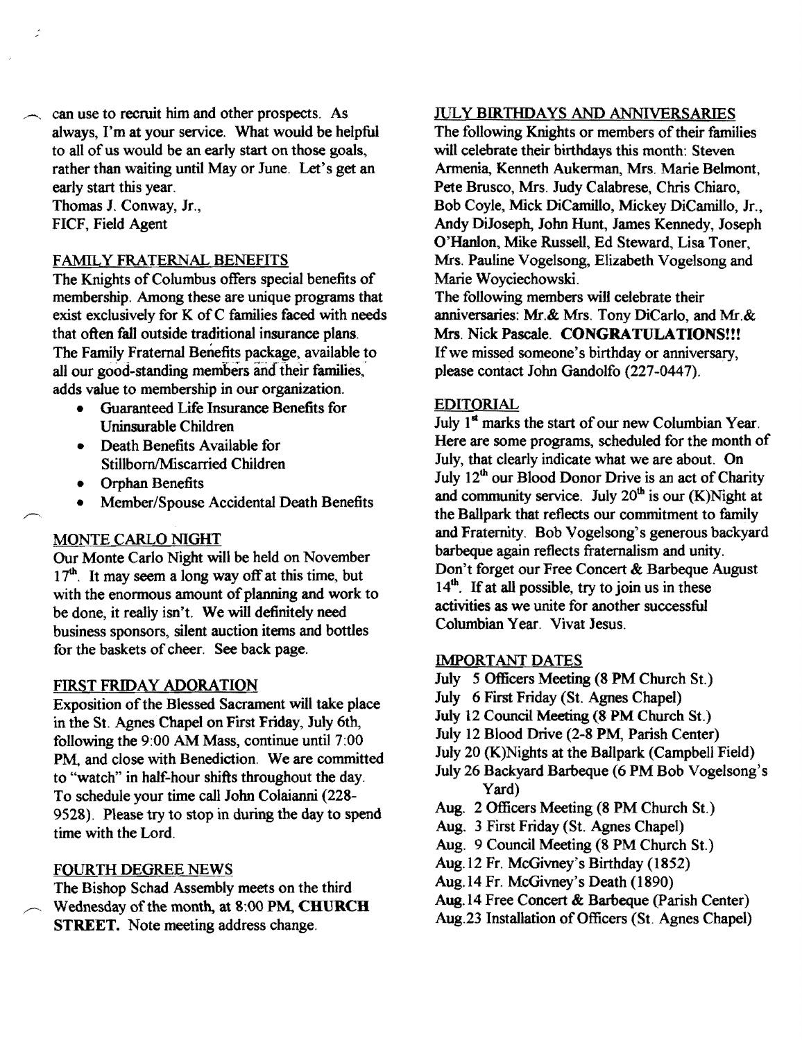can use to recruit him and other prospects. As always, I'm at your service. What would be helpful to all of us would be an early start on those goals, rather than waiting until May or June. Let's get an early start this year.

Thomas J. Conway, Jr.,
FICF, Field Agent

## FAMILY FRATERNAL BENEFITS

The Knights of Columbus offers special benefits of membership. Among these are unique programs that exist exclusively for K of C families faced with needs that often fall outside traditional insurance plans. The Family Fraternal Benefits package, available to all our good-standing members and their families, adds value to membership in our organization.

- Guaranteed Life Insurance Benefits for Uninsurable Children
- Death Benefits Available for Stillborn/Miscarried Children
- Orphan Benefits
- Member/Spouse Accidental Death Benefits

## MONTE CARLO NIGHT

Our Monte Carlo Night will be held on November 17th. It may seem a long way off at this time, but with the enormous amount of planning and work to be done, it really isn't. We will definitely need business sponsors, silent auction items and bottles for the baskets of cheer. See back page.

## FIRST FRIDAY ADORATION

Exposition of the Blessed Sacrament will take place in the St. Agnes Chapel on First Friday, July 6th, following the 9:00 AM Mass, continue until 7:00 PM, and close with Benediction. We are committed to "watch" in half-hour shifts throughout the day. To schedule your time call John Colaianni (228-9528). Please try to stop in during the day to spend time with the Lord.

## FOURTH DEGREE NEWS

The Bishop Schad Assembly meets on the third Wednesday of the month, at 8:00 PM, **CHURCH STREET.** Note meeting address change.

## JULY BIRTHDAYS AND ANNIVERSARIES

The following Knights or members of their families will celebrate their birthdays this month: Steven Armenia, Kenneth Aukerman, Mrs. Marie Belmont, Pete Brusco, Mrs. Judy Calabrese, Chris Chiaro, Bob Coyle, Mick DiCamillo, Mickey DiCamillo, Jr., Andy DiJoseph, John Hunt, James Kennedy, Joseph O'Hanlon, Mike Russell, Ed Steward, Lisa Toner, Mrs. Pauline Vogelsong, Elizabeth Vogelsong and Marie Woyciechowski.

The following members will celebrate their anniversaries: Mr.& Mrs. Tony DiCarlo, and Mr.& Mrs. Nick Pascale. **CONGRATULATIONS!!!**

If we missed someone's birthday or anniversary, please contact John Gandolfo (227-0447).

## EDITORIAL

July 1st marks the start of our new Columbian Year. Here are some programs, scheduled for the month of July, that clearly indicate what we are about. On July 12th our Blood Donor Drive is an act of Charity and community service. July 20th is our (K)Night at the Ballpark that reflects our commitment to family and Fraternity. Bob Vogelsong's generous backyard barbeque again reflects fraternalism and unity. Don't forget our Free Concert & Barbeque August 14th. If at all possible, try to join us in these activities as we unite for another successful Columbian Year. Vivat Jesus.

## IMPORTANT DATES

- July 5 Officers Meeting (8 PM Church St.)
- July 6 First Friday (St. Agnes Chapel)
- July 12 Council Meeting (8 PM Church St.)
- July 12 Blood Drive (2-8 PM, Parish Center)
- July 20 (K)Nights at the Ballpark (Campbell Field)
- July 26 Backyard Barbeque (6 PM Bob Vogelsong's Yard)
- Aug. 2 Officers Meeting (8 PM Church St.)
- Aug. 3 First Friday (St. Agnes Chapel)
- Aug. 9 Council Meeting (8 PM Church St.)
- Aug. 12 Fr. McGivney's Birthday (1852)
- Aug. 14 Fr. McGivney's Death (1890)
- Aug. 14 Free Concert & Barbeque (Parish Center)
- Aug. 23 Installation of Officers (St. Agnes Chapel)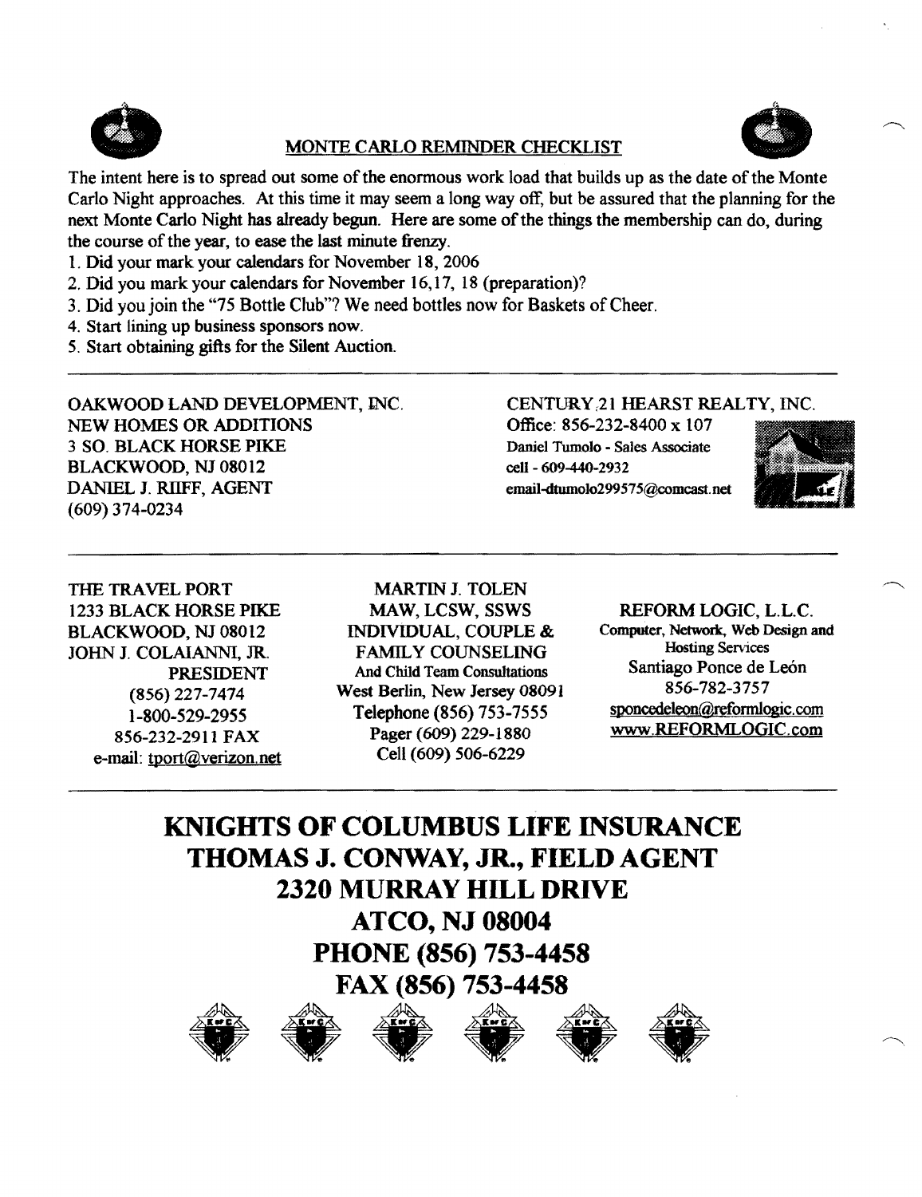## MONTE CARLO REMINDER CHECKLIST

The intent here is to spread out some of the enormous work load that builds up as the date of the Monte Carlo Night approaches. At this time it may seem a long way off, but be assured that the planning for the next Monte Carlo Night has already begun. Here are some of the things the membership can do, during the course of the year, to ease the last minute frenzy.

1. Did your mark your calendars for November 18, 2006
2. Did you mark your calendars for November 16,17, 18 (preparation)?
3. Did you join the "75 Bottle Club"? We need bottles now for Baskets of Cheer.
4. Start lining up business sponsors now.
5. Start obtaining gifts for the Silent Auction.

---

OAKWOOD LAND DEVELOPMENT, INC.
NEW HOMES OR ADDITIONS
3 SO. BLACK HORSE PIKE
BLACKWOOD, NJ 08012
DANIEL J. RIIFF, AGENT
(609) 374-0234

CENTURY 21 HEARST REALTY, INC.
Office: 856-232-8400 x 107
Daniel Tumolo - Sales Associate
cell - 609-440-2932
email-dtumolo299575@comcast.net

---

THE TRAVEL PORT
1233 BLACK HORSE PIKE
BLACKWOOD, NJ 08012
JOHN J. COLAIANNI, JR.
PRESIDENT
(856) 227-7474
1-800-529-2955
856-232-2911 FAX
e-mail: tport@verizon.net

MARTIN J. TOLEN
MAW, LCSW, SSWS
INDIVIDUAL, COUPLE &
FAMILY COUNSELING
And Child Team Consultations
West Berlin, New Jersey 08091
Telephone (856) 753-7555
Pager (609) 229-1880
Cell (609) 506-6229

REFORM LOGIC, L.L.C.
Computer, Network, Web Design and Hosting Services
Santiago Ponce de León
856-782-3757
sponcedeleon@reformlogic.com
www.REFORMLOGIC.com

---

**KNIGHTS OF COLUMBUS LIFE INSURANCE**
**THOMAS J. CONWAY, JR., FIELD AGENT**
**2320 MURRAY HILL DRIVE**
**ATCO, NJ 08004**
**PHONE (856) 753-4458**
**FAX (856) 753-4458**